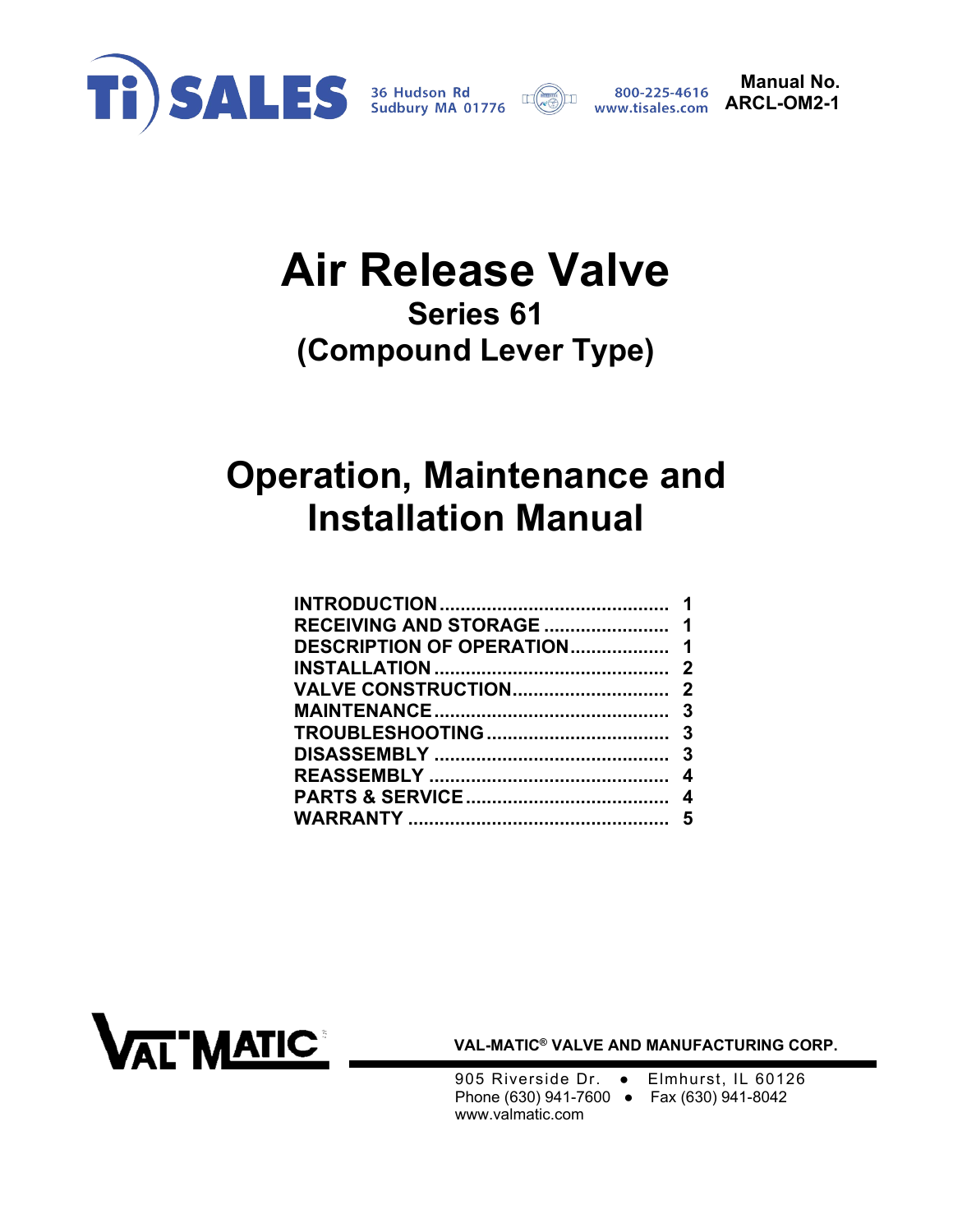Ti SALES
36 Hudson Rd
Sudbury MA 01776
800-225-4616
www.tisales.com

**Manual No.**
**ARCL-OM2-1**

# Air Release Valve
## Series 61
## (Compound Lever Type)

# Operation, Maintenance and Installation Manual

| | |
|---|---|
| **INTRODUCTION** | **1** |
| **RECEIVING AND STORAGE** | **1** |
| **DESCRIPTION OF OPERATION** | **1** |
| **INSTALLATION** | **2** |
| **VALVE CONSTRUCTION** | **2** |
| **MAINTENANCE** | **3** |
| **TROUBLESHOOTING** | **3** |
| **DISASSEMBLY** | **3** |
| **REASSEMBLY** | **4** |
| **PARTS & SERVICE** | **4** |
| **WARRANTY** | **5** |

VAL-MATIC

**VAL-MATIC® VALVE AND MANUFACTURING CORP.**

905 Riverside Dr. ● Elmhurst, IL 60126
Phone (630) 941-7600 ● Fax (630) 941-8042
www.valmatic.com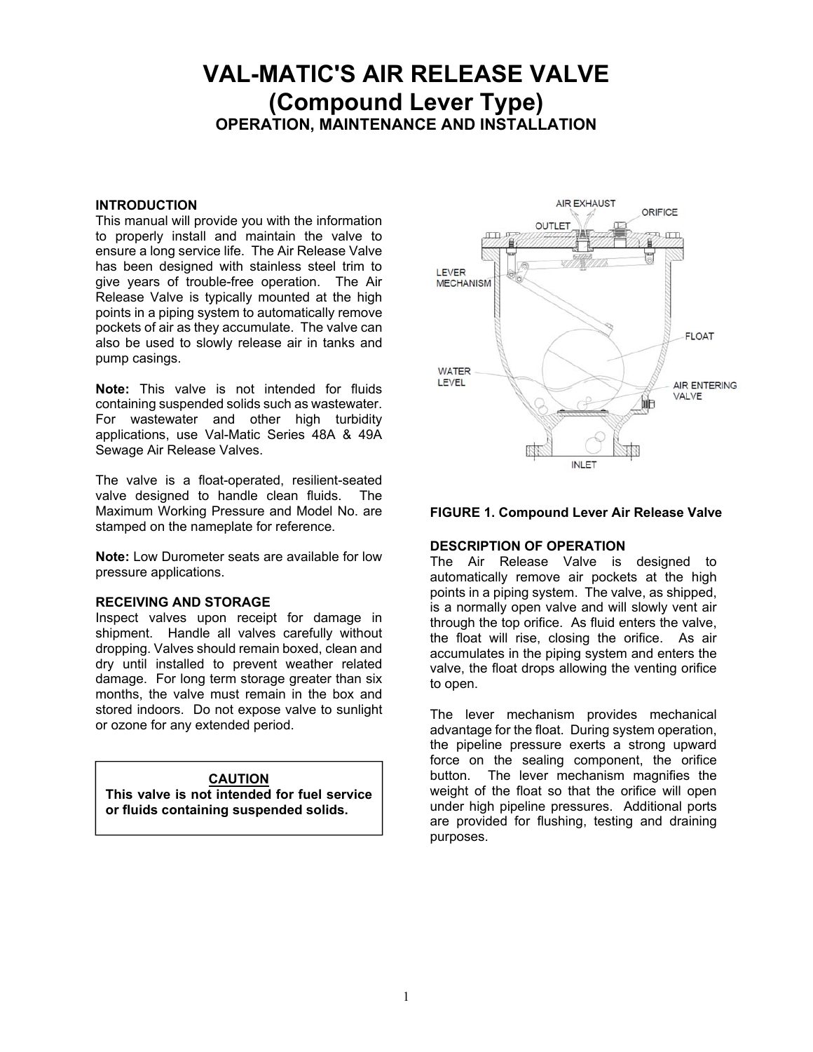# VAL-MATIC'S AIR RELEASE VALVE
## (Compound Lever Type)
### OPERATION, MAINTENANCE AND INSTALLATION

**INTRODUCTION**
This manual will provide you with the information to properly install and maintain the valve to ensure a long service life. The Air Release Valve has been designed with stainless steel trim to give years of trouble-free operation. The Air Release Valve is typically mounted at the high points in a piping system to automatically remove pockets of air as they accumulate. The valve can also be used to slowly release air in tanks and pump casings.

**Note:** This valve is not intended for fluids containing suspended solids such as wastewater. For wastewater and other high turbidity applications, use Val-Matic Series 48A & 49A Sewage Air Release Valves.

The valve is a float-operated, resilient-seated valve designed to handle clean fluids. The Maximum Working Pressure and Model No. are stamped on the nameplate for reference.

**Note:** Low Durometer seats are available for low pressure applications.

**RECEIVING AND STORAGE**
Inspect valves upon receipt for damage in shipment. Handle all valves carefully without dropping. Valves should remain boxed, clean and dry until installed to prevent weather related damage. For long term storage greater than six months, the valve must remain in the box and stored indoors. Do not expose valve to sunlight or ozone for any extended period.

> **CAUTION**
> **This valve is not intended for fuel service or fluids containing suspended solids.**

**FIGURE 1. Compound Lever Air Release Valve**

**DESCRIPTION OF OPERATION**
The Air Release Valve is designed to automatically remove air pockets at the high points in a piping system. The valve, as shipped, is a normally open valve and will slowly vent air through the top orifice. As fluid enters the valve, the float will rise, closing the orifice. As air accumulates in the piping system and enters the valve, the float drops allowing the venting orifice to open.

The lever mechanism provides mechanical advantage for the float. During system operation, the pipeline pressure exerts a strong upward force on the sealing component, the orifice button. The lever mechanism magnifies the weight of the float so that the orifice will open under high pipeline pressures. Additional ports are provided for flushing, testing and draining purposes.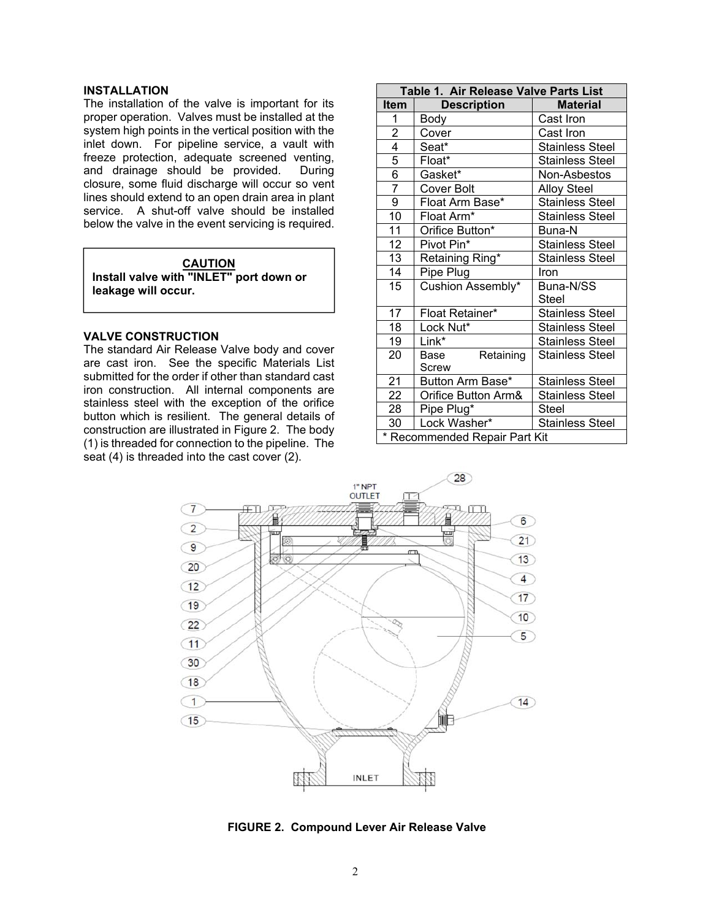## INSTALLATION

The installation of the valve is important for its proper operation. Valves must be installed at the system high points in the vertical position with the inlet down. For pipeline service, a vault with freeze protection, adequate screened venting, and drainage should be provided. During closure, some fluid discharge will occur so vent lines should extend to an open drain area in plant service. A shut-off valve should be installed below the valve in the event servicing is required.

> **CAUTION**
> **Install valve with "INLET" port down or leakage will occur.**

## VALVE CONSTRUCTION

The standard Air Release Valve body and cover are cast iron. See the specific Materials List submitted for the order if other than standard cast iron construction. All internal components are stainless steel with the exception of the orifice button which is resilient. The general details of construction are illustrated in Figure 2. The body (1) is threaded for connection to the pipeline. The seat (4) is threaded into the cast cover (2).

**Table 1. Air Release Valve Parts List**

| Item | Description | Material |
|---|---|---|
| 1 | Body | Cast Iron |
| 2 | Cover | Cast Iron |
| 4 | Seat* | Stainless Steel |
| 5 | Float* | Stainless Steel |
| 6 | Gasket* | Non-Asbestos |
| 7 | Cover Bolt | Alloy Steel |
| 9 | Float Arm Base* | Stainless Steel |
| 10 | Float Arm* | Stainless Steel |
| 11 | Orifice Button* | Buna-N |
| 12 | Pivot Pin* | Stainless Steel |
| 13 | Retaining Ring* | Stainless Steel |
| 14 | Pipe Plug | Iron |
| 15 | Cushion Assembly* | Buna-N/SS Steel |
| 17 | Float Retainer* | Stainless Steel |
| 18 | Lock Nut* | Stainless Steel |
| 19 | Link* | Stainless Steel |
| 20 | Base Retaining Screw | Stainless Steel |
| 21 | Button Arm Base* | Stainless Steel |
| 22 | Orifice Button Arm& | Stainless Steel |
| 28 | Pipe Plug* | Steel |
| 30 | Lock Washer* | Stainless Steel |

\* Recommended Repair Part Kit

**FIGURE 2. Compound Lever Air Release Valve**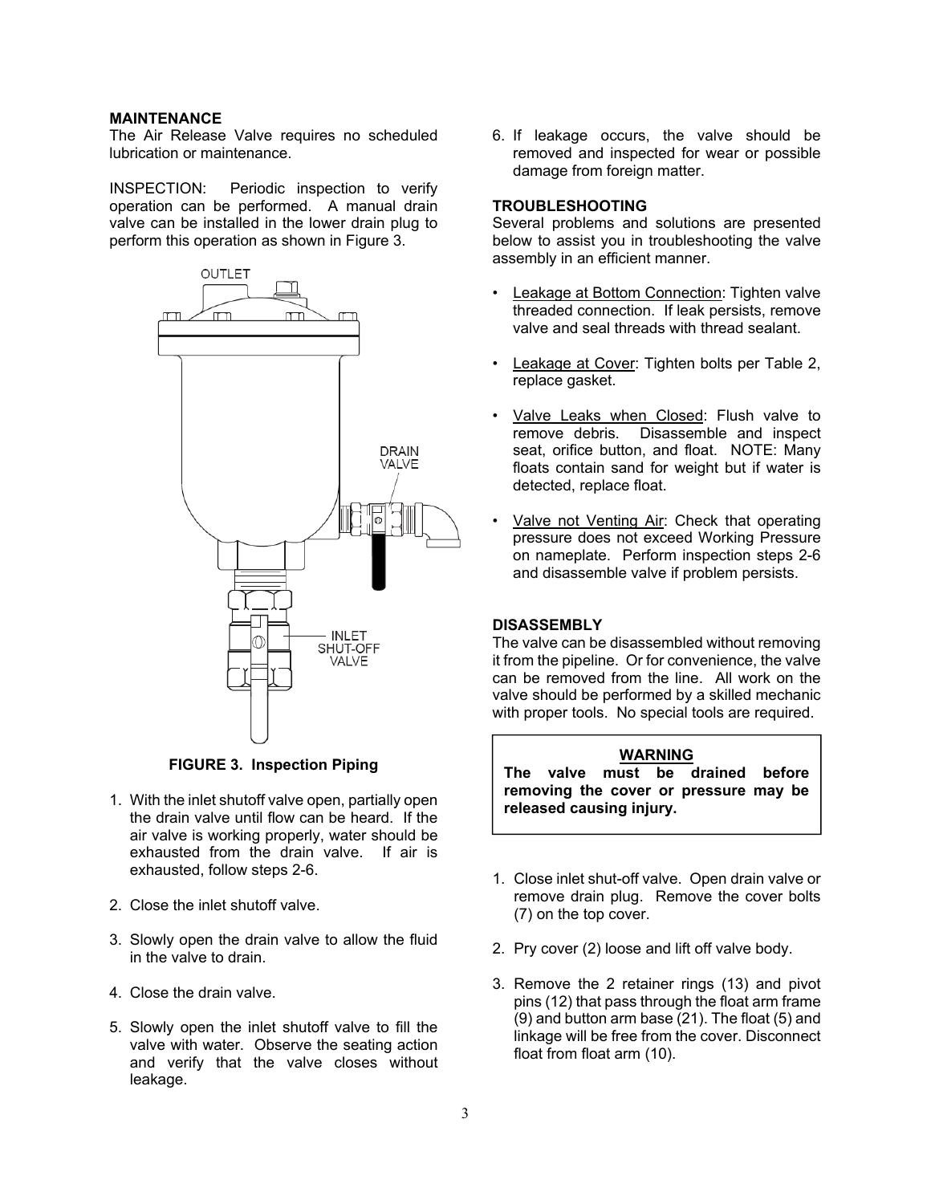## MAINTENANCE

The Air Release Valve requires no scheduled lubrication or maintenance.

INSPECTION: Periodic inspection to verify operation can be performed. A manual drain valve can be installed in the lower drain plug to perform this operation as shown in Figure 3.

**FIGURE 3. Inspection Piping**

1. With the inlet shutoff valve open, partially open the drain valve until flow can be heard. If the air valve is working properly, water should be exhausted from the drain valve. If air is exhausted, follow steps 2-6.
2. Close the inlet shutoff valve.
3. Slowly open the drain valve to allow the fluid in the valve to drain.
4. Close the drain valve.
5. Slowly open the inlet shutoff valve to fill the valve with water. Observe the seating action and verify that the valve closes without leakage.
6. If leakage occurs, the valve should be removed and inspected for wear or possible damage from foreign matter.

## TROUBLESHOOTING

Several problems and solutions are presented below to assist you in troubleshooting the valve assembly in an efficient manner.

- Leakage at Bottom Connection: Tighten valve threaded connection. If leak persists, remove valve and seal threads with thread sealant.
- Leakage at Cover: Tighten bolts per Table 2, replace gasket.
- Valve Leaks when Closed: Flush valve to remove debris. Disassemble and inspect seat, orifice button, and float. NOTE: Many floats contain sand for weight but if water is detected, replace float.
- Valve not Venting Air: Check that operating pressure does not exceed Working Pressure on nameplate. Perform inspection steps 2-6 and disassemble valve if problem persists.

## DISASSEMBLY

The valve can be disassembled without removing it from the pipeline. Or for convenience, the valve can be removed from the line. All work on the valve should be performed by a skilled mechanic with proper tools. No special tools are required.

**WARNING**

**The valve must be drained before removing the cover or pressure may be released causing injury.**

1. Close inlet shut-off valve. Open drain valve or remove drain plug. Remove the cover bolts (7) on the top cover.
2. Pry cover (2) loose and lift off valve body.
3. Remove the 2 retainer rings (13) and pivot pins (12) that pass through the float arm frame (9) and button arm base (21). The float (5) and linkage will be free from the cover. Disconnect float from float arm (10).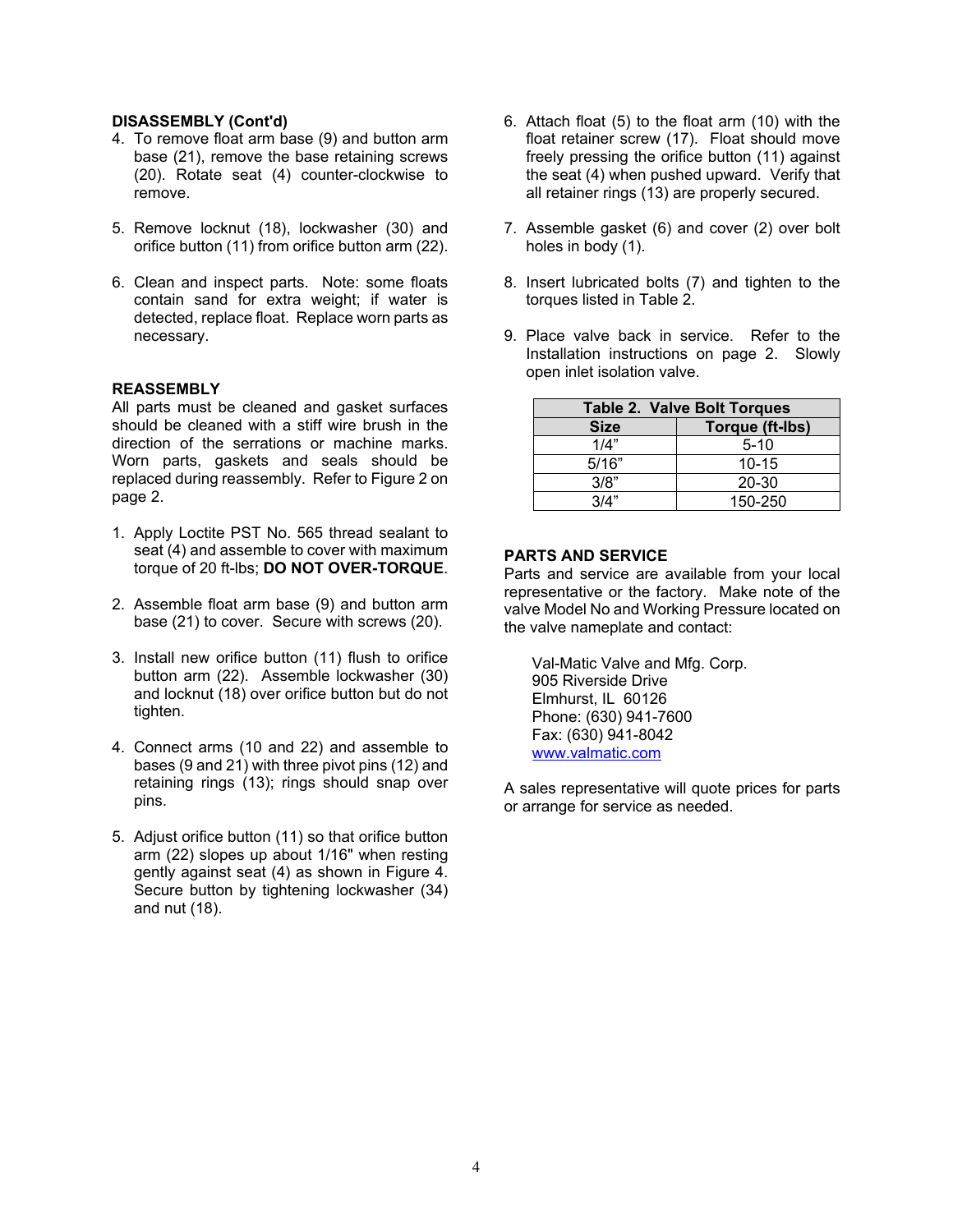**DISASSEMBLY (Cont'd)**

4. To remove float arm base (9) and button arm base (21), remove the base retaining screws (20). Rotate seat (4) counter-clockwise to remove.

5. Remove locknut (18), lockwasher (30) and orifice button (11) from orifice button arm (22).

6. Clean and inspect parts. Note: some floats contain sand for extra weight; if water is detected, replace float. Replace worn parts as necessary.

**REASSEMBLY**

All parts must be cleaned and gasket surfaces should be cleaned with a stiff wire brush in the direction of the serrations or machine marks. Worn parts, gaskets and seals should be replaced during reassembly. Refer to Figure 2 on page 2.

1. Apply Loctite PST No. 565 thread sealant to seat (4) and assemble to cover with maximum torque of 20 ft-lbs; **DO NOT OVER-TORQUE**.

2. Assemble float arm base (9) and button arm base (21) to cover. Secure with screws (20).

3. Install new orifice button (11) flush to orifice button arm (22). Assemble lockwasher (30) and locknut (18) over orifice button but do not tighten.

4. Connect arms (10 and 22) and assemble to bases (9 and 21) with three pivot pins (12) and retaining rings (13); rings should snap over pins.

5. Adjust orifice button (11) so that orifice button arm (22) slopes up about 1/16" when resting gently against seat (4) as shown in Figure 4. Secure button by tightening lockwasher (34) and nut (18).

6. Attach float (5) to the float arm (10) with the float retainer screw (17). Float should move freely pressing the orifice button (11) against the seat (4) when pushed upward. Verify that all retainer rings (13) are properly secured.

7. Assemble gasket (6) and cover (2) over bolt holes in body (1).

8. Insert lubricated bolts (7) and tighten to the torques listed in Table 2.

9. Place valve back in service. Refer to the Installation instructions on page 2. Slowly open inlet isolation valve.

**Table 2. Valve Bolt Torques**

| Size | Torque (ft-lbs) |
|---|---|
| 1/4” | 5-10 |
| 5/16” | 10-15 |
| 3/8” | 20-30 |
| 3/4” | 150-250 |

**PARTS AND SERVICE**

Parts and service are available from your local representative or the factory. Make note of the valve Model No and Working Pressure located on the valve nameplate and contact:

Val-Matic Valve and Mfg. Corp.
905 Riverside Drive
Elmhurst, IL 60126
Phone: (630) 941-7600
Fax: (630) 941-8042
www.valmatic.com

A sales representative will quote prices for parts or arrange for service as needed.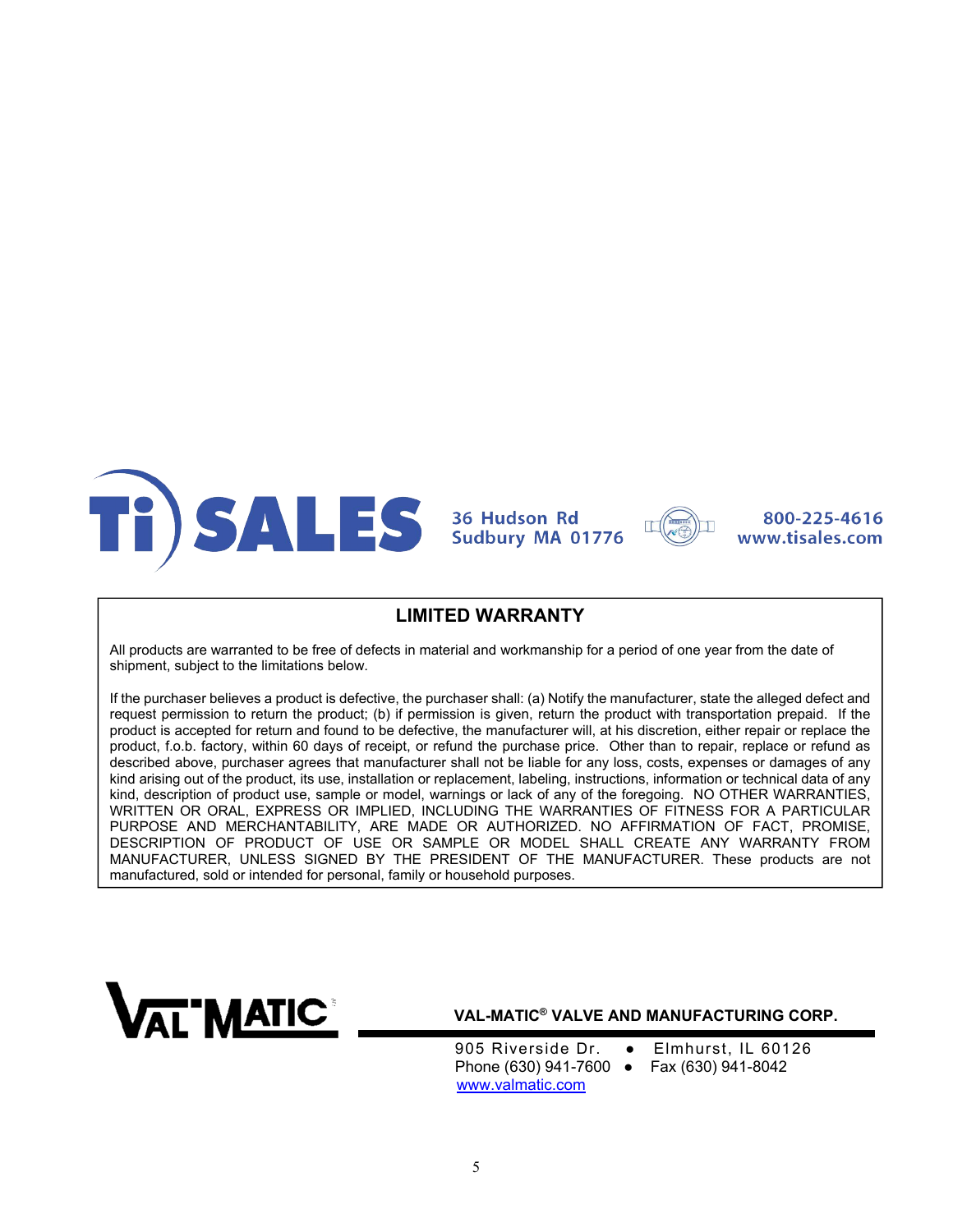Ti SALES

36 Hudson Rd
Sudbury MA 01776

800-225-4616
www.tisales.com

## LIMITED WARRANTY

All products are warranted to be free of defects in material and workmanship for a period of one year from the date of shipment, subject to the limitations below.

If the purchaser believes a product is defective, the purchaser shall: (a) Notify the manufacturer, state the alleged defect and request permission to return the product; (b) if permission is given, return the product with transportation prepaid. If the product is accepted for return and found to be defective, the manufacturer will, at his discretion, either repair or replace the product, f.o.b. factory, within 60 days of receipt, or refund the purchase price. Other than to repair, replace or refund as described above, purchaser agrees that manufacturer shall not be liable for any loss, costs, expenses or damages of any kind arising out of the product, its use, installation or replacement, labeling, instructions, information or technical data of any kind, description of product use, sample or model, warnings or lack of any of the foregoing. NO OTHER WARRANTIES, WRITTEN OR ORAL, EXPRESS OR IMPLIED, INCLUDING THE WARRANTIES OF FITNESS FOR A PARTICULAR PURPOSE AND MERCHANTABILITY, ARE MADE OR AUTHORIZED. NO AFFIRMATION OF FACT, PROMISE, DESCRIPTION OF PRODUCT OF USE OR SAMPLE OR MODEL SHALL CREATE ANY WARRANTY FROM MANUFACTURER, UNLESS SIGNED BY THE PRESIDENT OF THE MANUFACTURER. These products are not manufactured, sold or intended for personal, family or household purposes.

VAL-MATIC

**VAL-MATIC® VALVE AND MANUFACTURING CORP.**

905 Riverside Dr. ● Elmhurst, IL 60126
Phone (630) 941-7600 ● Fax (630) 941-8042
www.valmatic.com